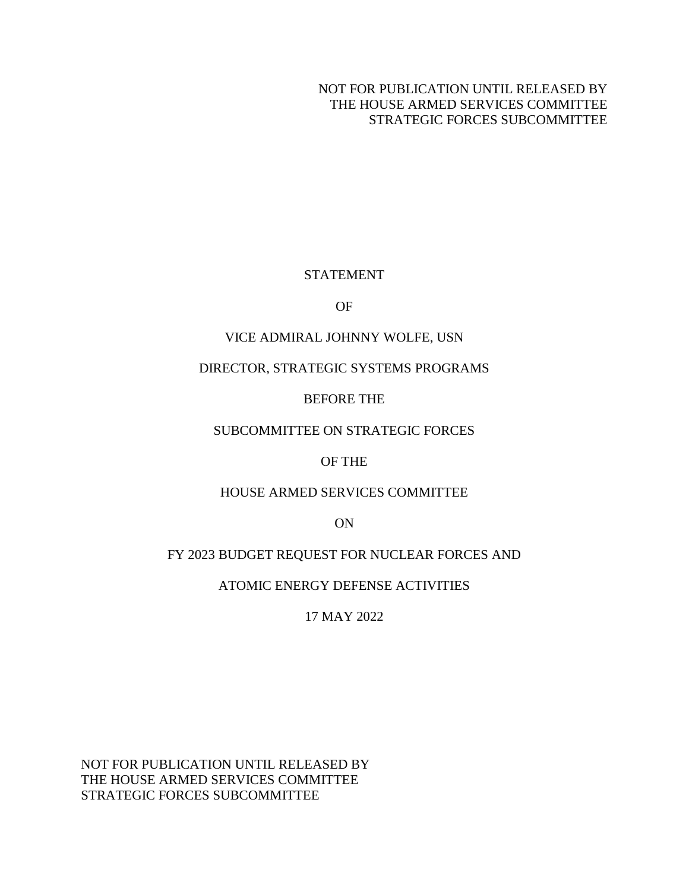NOT FOR PUBLICATION UNTIL RELEASED BY
THE HOUSE ARMED SERVICES COMMITTEE
STRATEGIC FORCES SUBCOMMITTEE

STATEMENT

OF

VICE ADMIRAL JOHNNY WOLFE, USN

DIRECTOR, STRATEGIC SYSTEMS PROGRAMS

BEFORE THE

SUBCOMMITTEE ON STRATEGIC FORCES

OF THE

HOUSE ARMED SERVICES COMMITTEE

ON

FY 2023 BUDGET REQUEST FOR NUCLEAR FORCES AND

ATOMIC ENERGY DEFENSE ACTIVITIES

17 MAY 2022

NOT FOR PUBLICATION UNTIL RELEASED BY
THE HOUSE ARMED SERVICES COMMITTEE
STRATEGIC FORCES SUBCOMMITTEE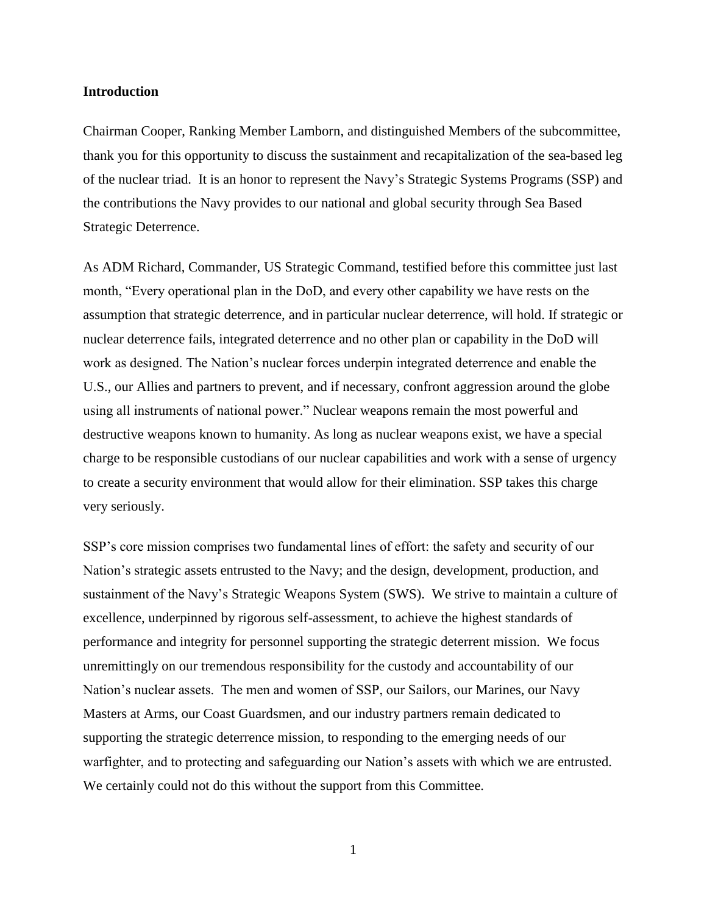## Introduction

Chairman Cooper, Ranking Member Lamborn, and distinguished Members of the subcommittee, thank you for this opportunity to discuss the sustainment and recapitalization of the sea-based leg of the nuclear triad. It is an honor to represent the Navy's Strategic Systems Programs (SSP) and the contributions the Navy provides to our national and global security through Sea Based Strategic Deterrence.

As ADM Richard, Commander, US Strategic Command, testified before this committee just last month, "Every operational plan in the DoD, and every other capability we have rests on the assumption that strategic deterrence, and in particular nuclear deterrence, will hold. If strategic or nuclear deterrence fails, integrated deterrence and no other plan or capability in the DoD will work as designed. The Nation's nuclear forces underpin integrated deterrence and enable the U.S., our Allies and partners to prevent, and if necessary, confront aggression around the globe using all instruments of national power." Nuclear weapons remain the most powerful and destructive weapons known to humanity. As long as nuclear weapons exist, we have a special charge to be responsible custodians of our nuclear capabilities and work with a sense of urgency to create a security environment that would allow for their elimination. SSP takes this charge very seriously.

SSP's core mission comprises two fundamental lines of effort: the safety and security of our Nation's strategic assets entrusted to the Navy; and the design, development, production, and sustainment of the Navy's Strategic Weapons System (SWS). We strive to maintain a culture of excellence, underpinned by rigorous self-assessment, to achieve the highest standards of performance and integrity for personnel supporting the strategic deterrent mission. We focus unremittingly on our tremendous responsibility for the custody and accountability of our Nation's nuclear assets. The men and women of SSP, our Sailors, our Marines, our Navy Masters at Arms, our Coast Guardsmen, and our industry partners remain dedicated to supporting the strategic deterrence mission, to responding to the emerging needs of our warfighter, and to protecting and safeguarding our Nation's assets with which we are entrusted. We certainly could not do this without the support from this Committee.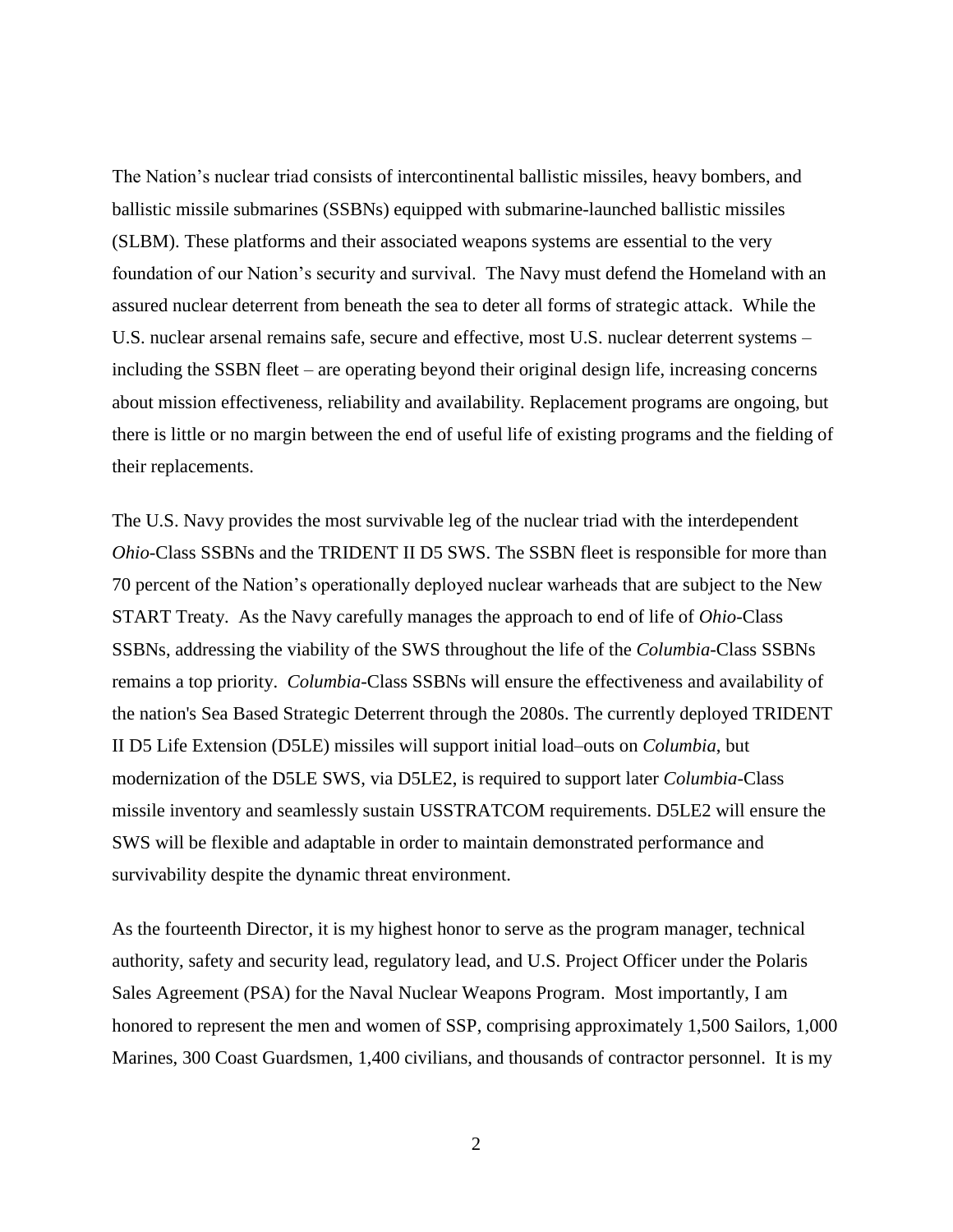The Nation's nuclear triad consists of intercontinental ballistic missiles, heavy bombers, and ballistic missile submarines (SSBNs) equipped with submarine-launched ballistic missiles (SLBM). These platforms and their associated weapons systems are essential to the very foundation of our Nation's security and survival. The Navy must defend the Homeland with an assured nuclear deterrent from beneath the sea to deter all forms of strategic attack. While the U.S. nuclear arsenal remains safe, secure and effective, most U.S. nuclear deterrent systems – including the SSBN fleet – are operating beyond their original design life, increasing concerns about mission effectiveness, reliability and availability. Replacement programs are ongoing, but there is little or no margin between the end of useful life of existing programs and the fielding of their replacements.

The U.S. Navy provides the most survivable leg of the nuclear triad with the interdependent *Ohio*-Class SSBNs and the TRIDENT II D5 SWS. The SSBN fleet is responsible for more than 70 percent of the Nation's operationally deployed nuclear warheads that are subject to the New START Treaty. As the Navy carefully manages the approach to end of life of *Ohio*-Class SSBNs, addressing the viability of the SWS throughout the life of the *Columbia*-Class SSBNs remains a top priority. *Columbia*-Class SSBNs will ensure the effectiveness and availability of the nation's Sea Based Strategic Deterrent through the 2080s. The currently deployed TRIDENT II D5 Life Extension (D5LE) missiles will support initial load–outs on *Columbia*, but modernization of the D5LE SWS, via D5LE2, is required to support later *Columbia*-Class missile inventory and seamlessly sustain USSTRATCOM requirements. D5LE2 will ensure the SWS will be flexible and adaptable in order to maintain demonstrated performance and survivability despite the dynamic threat environment.

As the fourteenth Director, it is my highest honor to serve as the program manager, technical authority, safety and security lead, regulatory lead, and U.S. Project Officer under the Polaris Sales Agreement (PSA) for the Naval Nuclear Weapons Program. Most importantly, I am honored to represent the men and women of SSP, comprising approximately 1,500 Sailors, 1,000 Marines, 300 Coast Guardsmen, 1,400 civilians, and thousands of contractor personnel. It is my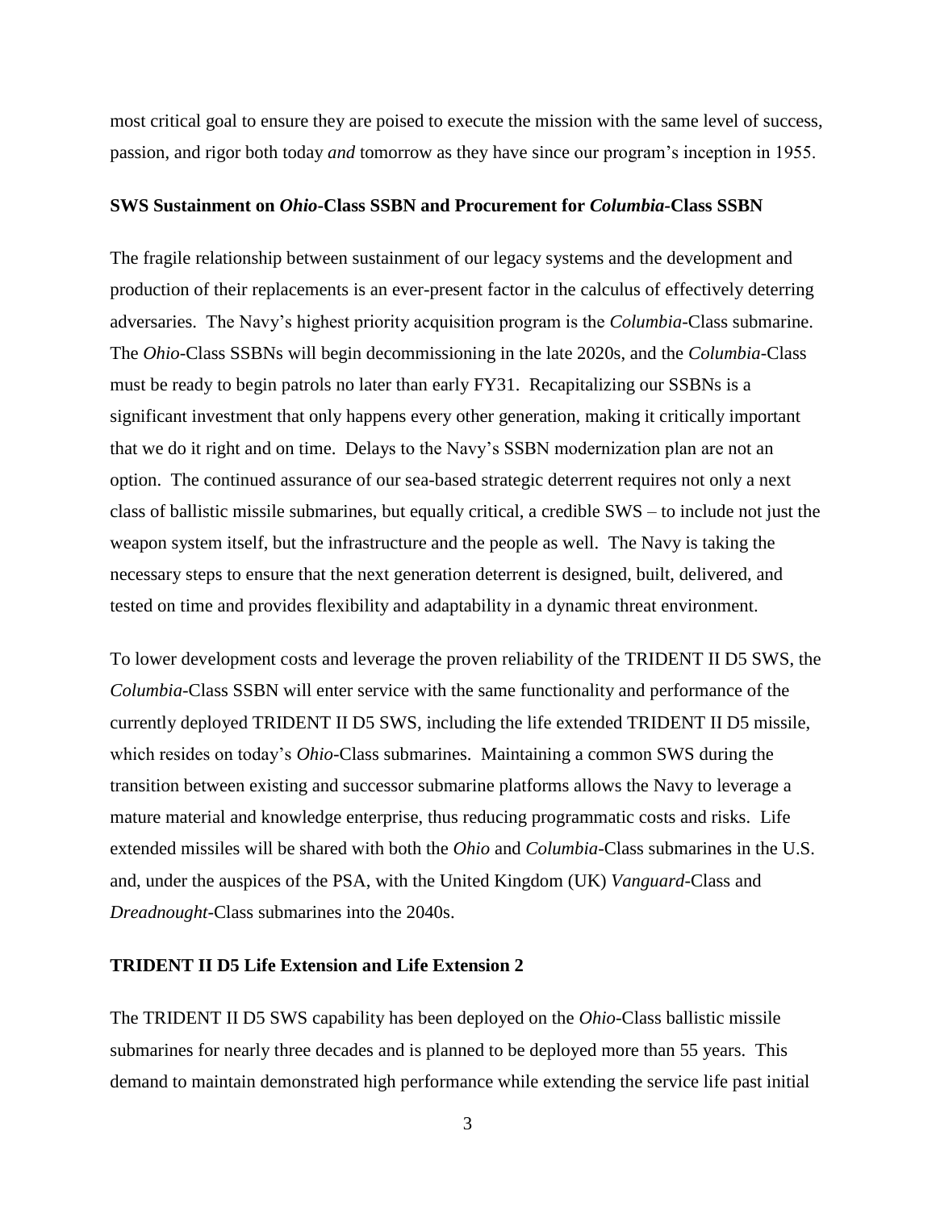most critical goal to ensure they are poised to execute the mission with the same level of success, passion, and rigor both today *and* tomorrow as they have since our program's inception in 1955.

**SWS Sustainment on *Ohio*-Class SSBN and Procurement for *Columbia*-Class SSBN**

The fragile relationship between sustainment of our legacy systems and the development and production of their replacements is an ever-present factor in the calculus of effectively deterring adversaries. The Navy's highest priority acquisition program is the *Columbia*-Class submarine. The *Ohio*-Class SSBNs will begin decommissioning in the late 2020s, and the *Columbia*-Class must be ready to begin patrols no later than early FY31. Recapitalizing our SSBNs is a significant investment that only happens every other generation, making it critically important that we do it right and on time. Delays to the Navy's SSBN modernization plan are not an option. The continued assurance of our sea-based strategic deterrent requires not only a next class of ballistic missile submarines, but equally critical, a credible SWS – to include not just the weapon system itself, but the infrastructure and the people as well. The Navy is taking the necessary steps to ensure that the next generation deterrent is designed, built, delivered, and tested on time and provides flexibility and adaptability in a dynamic threat environment.

To lower development costs and leverage the proven reliability of the TRIDENT II D5 SWS, the *Columbia*-Class SSBN will enter service with the same functionality and performance of the currently deployed TRIDENT II D5 SWS, including the life extended TRIDENT II D5 missile, which resides on today's *Ohio*-Class submarines. Maintaining a common SWS during the transition between existing and successor submarine platforms allows the Navy to leverage a mature material and knowledge enterprise, thus reducing programmatic costs and risks. Life extended missiles will be shared with both the *Ohio* and *Columbia*-Class submarines in the U.S. and, under the auspices of the PSA, with the United Kingdom (UK) *Vanguard*-Class and *Dreadnought*-Class submarines into the 2040s.

**TRIDENT II D5 Life Extension and Life Extension 2**

The TRIDENT II D5 SWS capability has been deployed on the *Ohio*-Class ballistic missile submarines for nearly three decades and is planned to be deployed more than 55 years. This demand to maintain demonstrated high performance while extending the service life past initial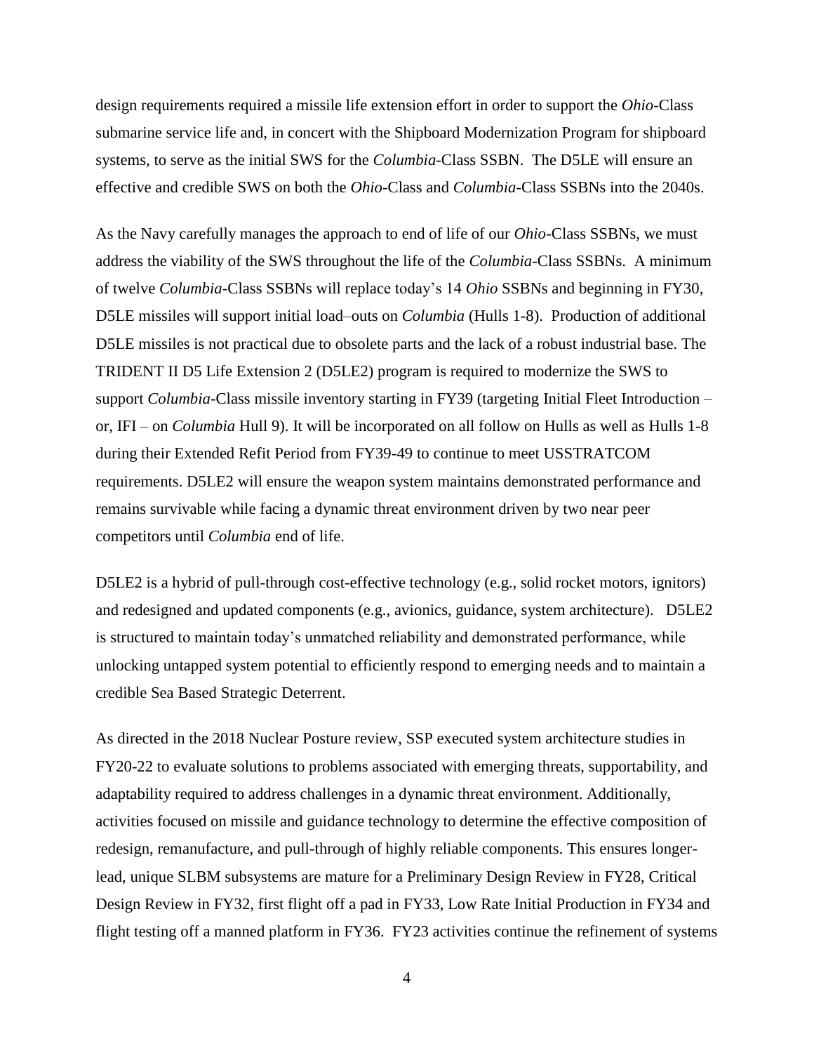design requirements required a missile life extension effort in order to support the *Ohio*-Class submarine service life and, in concert with the Shipboard Modernization Program for shipboard systems, to serve as the initial SWS for the *Columbia*-Class SSBN. The D5LE will ensure an effective and credible SWS on both the *Ohio*-Class and *Columbia*-Class SSBNs into the 2040s.

As the Navy carefully manages the approach to end of life of our *Ohio*-Class SSBNs, we must address the viability of the SWS throughout the life of the *Columbia*-Class SSBNs. A minimum of twelve *Columbia*-Class SSBNs will replace today's 14 *Ohio* SSBNs and beginning in FY30, D5LE missiles will support initial load–outs on *Columbia* (Hulls 1-8). Production of additional D5LE missiles is not practical due to obsolete parts and the lack of a robust industrial base. The TRIDENT II D5 Life Extension 2 (D5LE2) program is required to modernize the SWS to support *Columbia*-Class missile inventory starting in FY39 (targeting Initial Fleet Introduction – or, IFI – on *Columbia* Hull 9). It will be incorporated on all follow on Hulls as well as Hulls 1-8 during their Extended Refit Period from FY39-49 to continue to meet USSTRATCOM requirements. D5LE2 will ensure the weapon system maintains demonstrated performance and remains survivable while facing a dynamic threat environment driven by two near peer competitors until *Columbia* end of life.

D5LE2 is a hybrid of pull-through cost-effective technology (e.g., solid rocket motors, ignitors) and redesigned and updated components (e.g., avionics, guidance, system architecture). D5LE2 is structured to maintain today's unmatched reliability and demonstrated performance, while unlocking untapped system potential to efficiently respond to emerging needs and to maintain a credible Sea Based Strategic Deterrent.

As directed in the 2018 Nuclear Posture review, SSP executed system architecture studies in FY20-22 to evaluate solutions to problems associated with emerging threats, supportability, and adaptability required to address challenges in a dynamic threat environment. Additionally, activities focused on missile and guidance technology to determine the effective composition of redesign, remanufacture, and pull-through of highly reliable components. This ensures longer-lead, unique SLBM subsystems are mature for a Preliminary Design Review in FY28, Critical Design Review in FY32, first flight off a pad in FY33, Low Rate Initial Production in FY34 and flight testing off a manned platform in FY36. FY23 activities continue the refinement of systems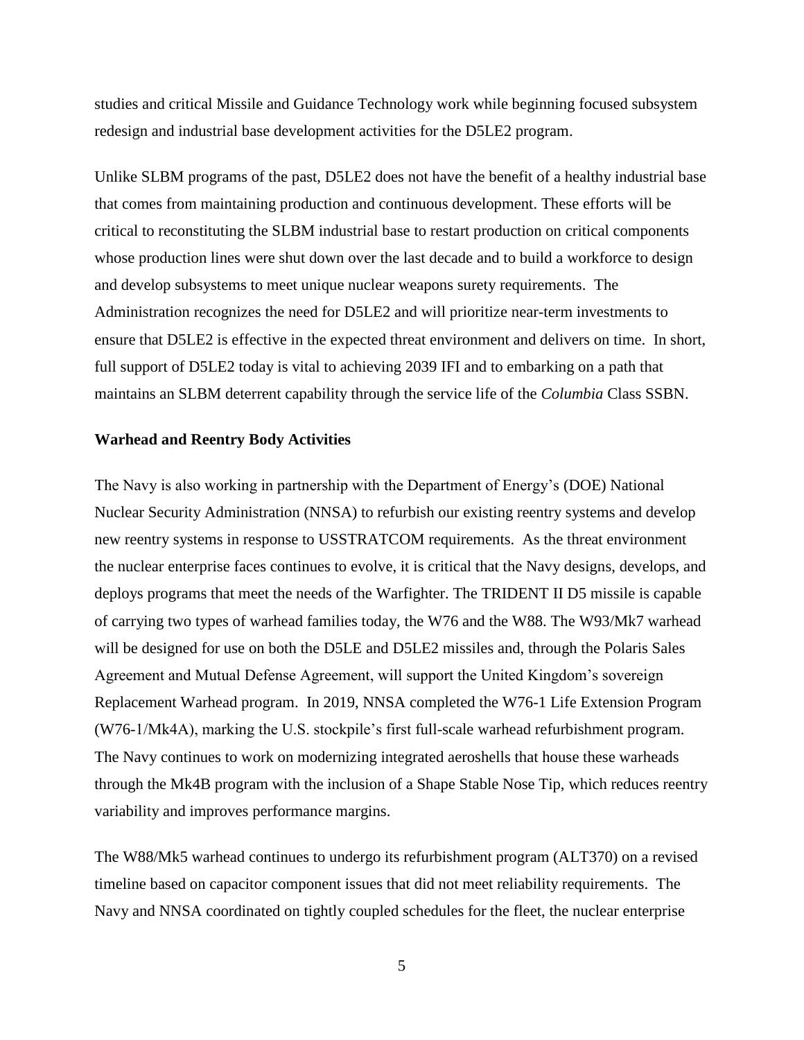studies and critical Missile and Guidance Technology work while beginning focused subsystem redesign and industrial base development activities for the D5LE2 program.

Unlike SLBM programs of the past, D5LE2 does not have the benefit of a healthy industrial base that comes from maintaining production and continuous development. These efforts will be critical to reconstituting the SLBM industrial base to restart production on critical components whose production lines were shut down over the last decade and to build a workforce to design and develop subsystems to meet unique nuclear weapons surety requirements. The Administration recognizes the need for D5LE2 and will prioritize near-term investments to ensure that D5LE2 is effective in the expected threat environment and delivers on time. In short, full support of D5LE2 today is vital to achieving 2039 IFI and to embarking on a path that maintains an SLBM deterrent capability through the service life of the *Columbia* Class SSBN.

**Warhead and Reentry Body Activities**

The Navy is also working in partnership with the Department of Energy's (DOE) National Nuclear Security Administration (NNSA) to refurbish our existing reentry systems and develop new reentry systems in response to USSTRATCOM requirements. As the threat environment the nuclear enterprise faces continues to evolve, it is critical that the Navy designs, develops, and deploys programs that meet the needs of the Warfighter. The TRIDENT II D5 missile is capable of carrying two types of warhead families today, the W76 and the W88. The W93/Mk7 warhead will be designed for use on both the D5LE and D5LE2 missiles and, through the Polaris Sales Agreement and Mutual Defense Agreement, will support the United Kingdom's sovereign Replacement Warhead program. In 2019, NNSA completed the W76-1 Life Extension Program (W76-1/Mk4A), marking the U.S. stockpile's first full-scale warhead refurbishment program. The Navy continues to work on modernizing integrated aeroshells that house these warheads through the Mk4B program with the inclusion of a Shape Stable Nose Tip, which reduces reentry variability and improves performance margins.

The W88/Mk5 warhead continues to undergo its refurbishment program (ALT370) on a revised timeline based on capacitor component issues that did not meet reliability requirements. The Navy and NNSA coordinated on tightly coupled schedules for the fleet, the nuclear enterprise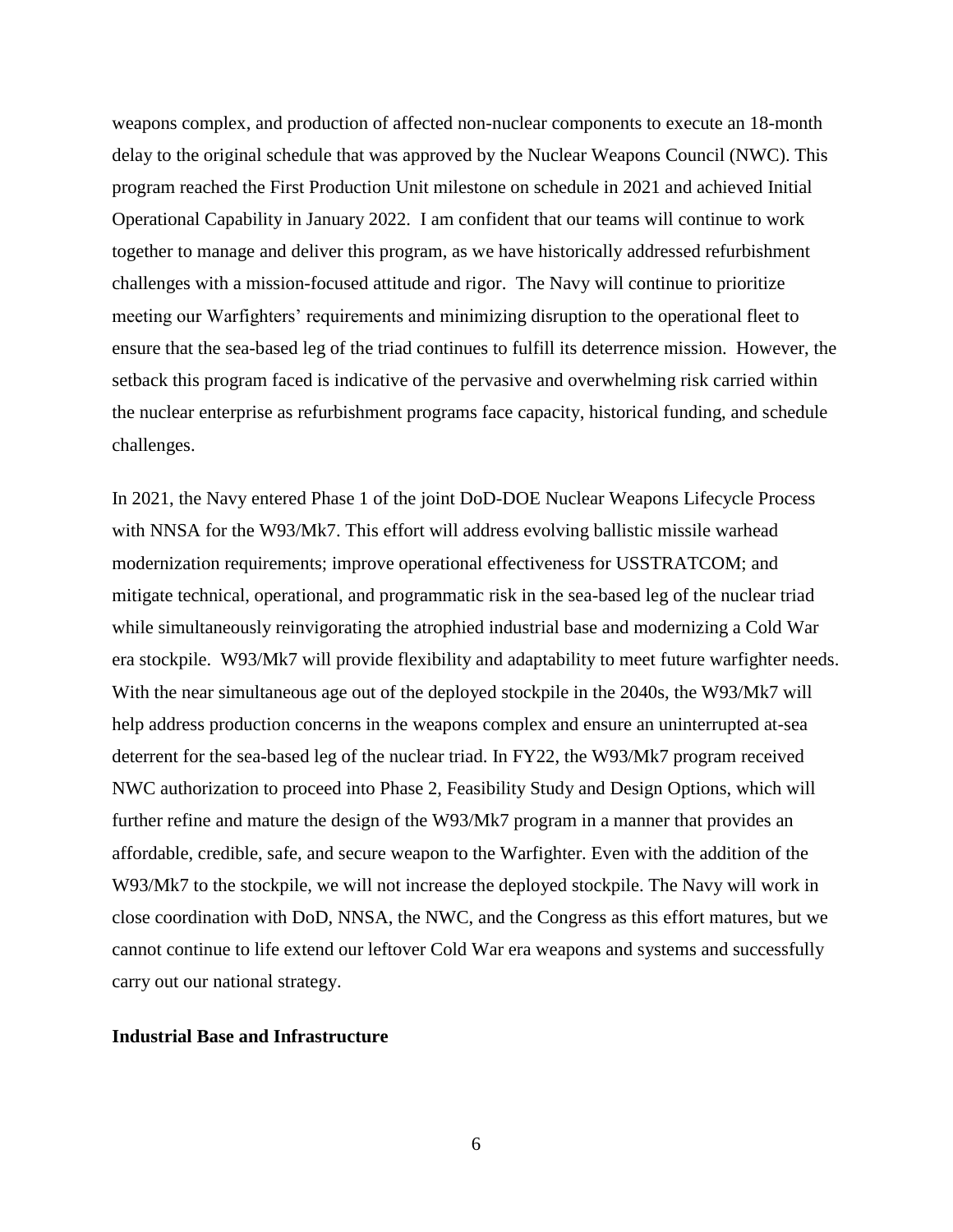weapons complex, and production of affected non-nuclear components to execute an 18-month delay to the original schedule that was approved by the Nuclear Weapons Council (NWC). This program reached the First Production Unit milestone on schedule in 2021 and achieved Initial Operational Capability in January 2022. I am confident that our teams will continue to work together to manage and deliver this program, as we have historically addressed refurbishment challenges with a mission-focused attitude and rigor. The Navy will continue to prioritize meeting our Warfighters' requirements and minimizing disruption to the operational fleet to ensure that the sea-based leg of the triad continues to fulfill its deterrence mission. However, the setback this program faced is indicative of the pervasive and overwhelming risk carried within the nuclear enterprise as refurbishment programs face capacity, historical funding, and schedule challenges.

In 2021, the Navy entered Phase 1 of the joint DoD-DOE Nuclear Weapons Lifecycle Process with NNSA for the W93/Mk7. This effort will address evolving ballistic missile warhead modernization requirements; improve operational effectiveness for USSTRATCOM; and mitigate technical, operational, and programmatic risk in the sea-based leg of the nuclear triad while simultaneously reinvigorating the atrophied industrial base and modernizing a Cold War era stockpile. W93/Mk7 will provide flexibility and adaptability to meet future warfighter needs. With the near simultaneous age out of the deployed stockpile in the 2040s, the W93/Mk7 will help address production concerns in the weapons complex and ensure an uninterrupted at-sea deterrent for the sea-based leg of the nuclear triad. In FY22, the W93/Mk7 program received NWC authorization to proceed into Phase 2, Feasibility Study and Design Options, which will further refine and mature the design of the W93/Mk7 program in a manner that provides an affordable, credible, safe, and secure weapon to the Warfighter. Even with the addition of the W93/Mk7 to the stockpile, we will not increase the deployed stockpile. The Navy will work in close coordination with DoD, NNSA, the NWC, and the Congress as this effort matures, but we cannot continue to life extend our leftover Cold War era weapons and systems and successfully carry out our national strategy.

**Industrial Base and Infrastructure**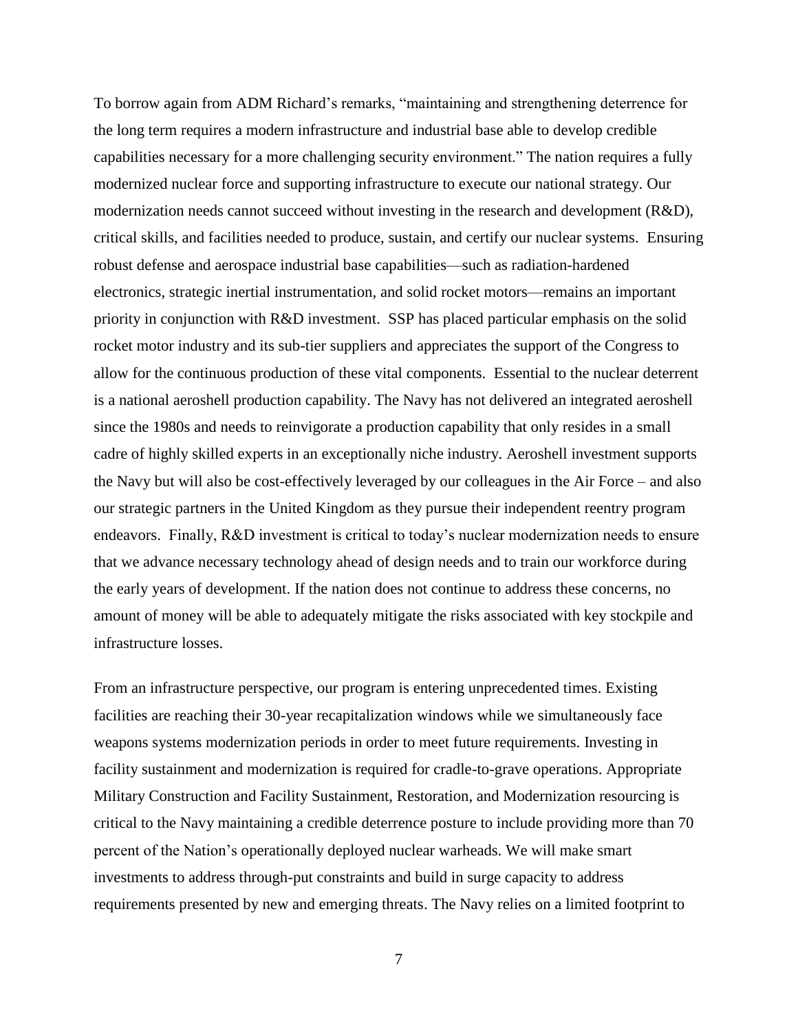To borrow again from ADM Richard's remarks, "maintaining and strengthening deterrence for the long term requires a modern infrastructure and industrial base able to develop credible capabilities necessary for a more challenging security environment." The nation requires a fully modernized nuclear force and supporting infrastructure to execute our national strategy. Our modernization needs cannot succeed without investing in the research and development (R&D), critical skills, and facilities needed to produce, sustain, and certify our nuclear systems. Ensuring robust defense and aerospace industrial base capabilities—such as radiation-hardened electronics, strategic inertial instrumentation, and solid rocket motors—remains an important priority in conjunction with R&D investment. SSP has placed particular emphasis on the solid rocket motor industry and its sub-tier suppliers and appreciates the support of the Congress to allow for the continuous production of these vital components. Essential to the nuclear deterrent is a national aeroshell production capability. The Navy has not delivered an integrated aeroshell since the 1980s and needs to reinvigorate a production capability that only resides in a small cadre of highly skilled experts in an exceptionally niche industry. Aeroshell investment supports the Navy but will also be cost-effectively leveraged by our colleagues in the Air Force – and also our strategic partners in the United Kingdom as they pursue their independent reentry program endeavors. Finally, R&D investment is critical to today's nuclear modernization needs to ensure that we advance necessary technology ahead of design needs and to train our workforce during the early years of development. If the nation does not continue to address these concerns, no amount of money will be able to adequately mitigate the risks associated with key stockpile and infrastructure losses.

From an infrastructure perspective, our program is entering unprecedented times. Existing facilities are reaching their 30-year recapitalization windows while we simultaneously face weapons systems modernization periods in order to meet future requirements. Investing in facility sustainment and modernization is required for cradle-to-grave operations. Appropriate Military Construction and Facility Sustainment, Restoration, and Modernization resourcing is critical to the Navy maintaining a credible deterrence posture to include providing more than 70 percent of the Nation's operationally deployed nuclear warheads. We will make smart investments to address through-put constraints and build in surge capacity to address requirements presented by new and emerging threats. The Navy relies on a limited footprint to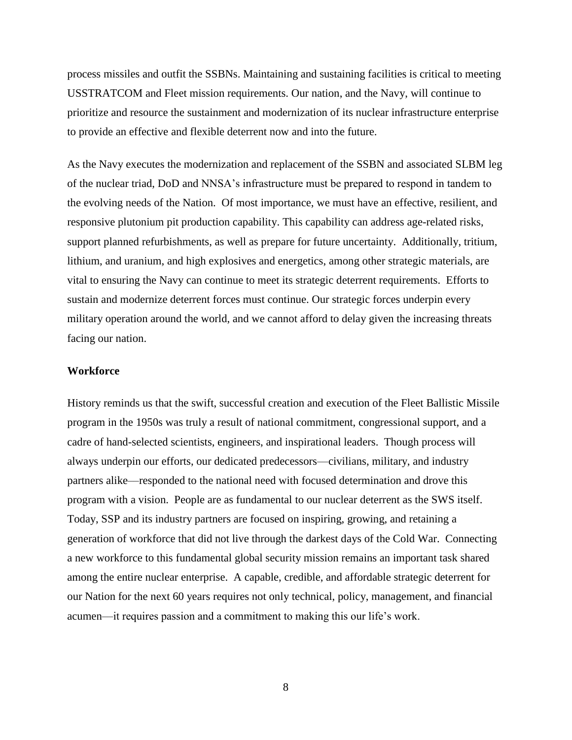process missiles and outfit the SSBNs. Maintaining and sustaining facilities is critical to meeting USSTRATCOM and Fleet mission requirements. Our nation, and the Navy, will continue to prioritize and resource the sustainment and modernization of its nuclear infrastructure enterprise to provide an effective and flexible deterrent now and into the future.

As the Navy executes the modernization and replacement of the SSBN and associated SLBM leg of the nuclear triad, DoD and NNSA's infrastructure must be prepared to respond in tandem to the evolving needs of the Nation. Of most importance, we must have an effective, resilient, and responsive plutonium pit production capability. This capability can address age-related risks, support planned refurbishments, as well as prepare for future uncertainty. Additionally, tritium, lithium, and uranium, and high explosives and energetics, among other strategic materials, are vital to ensuring the Navy can continue to meet its strategic deterrent requirements. Efforts to sustain and modernize deterrent forces must continue. Our strategic forces underpin every military operation around the world, and we cannot afford to delay given the increasing threats facing our nation.

**Workforce**

History reminds us that the swift, successful creation and execution of the Fleet Ballistic Missile program in the 1950s was truly a result of national commitment, congressional support, and a cadre of hand-selected scientists, engineers, and inspirational leaders. Though process will always underpin our efforts, our dedicated predecessors—civilians, military, and industry partners alike—responded to the national need with focused determination and drove this program with a vision. People are as fundamental to our nuclear deterrent as the SWS itself. Today, SSP and its industry partners are focused on inspiring, growing, and retaining a generation of workforce that did not live through the darkest days of the Cold War. Connecting a new workforce to this fundamental global security mission remains an important task shared among the entire nuclear enterprise. A capable, credible, and affordable strategic deterrent for our Nation for the next 60 years requires not only technical, policy, management, and financial acumen—it requires passion and a commitment to making this our life's work.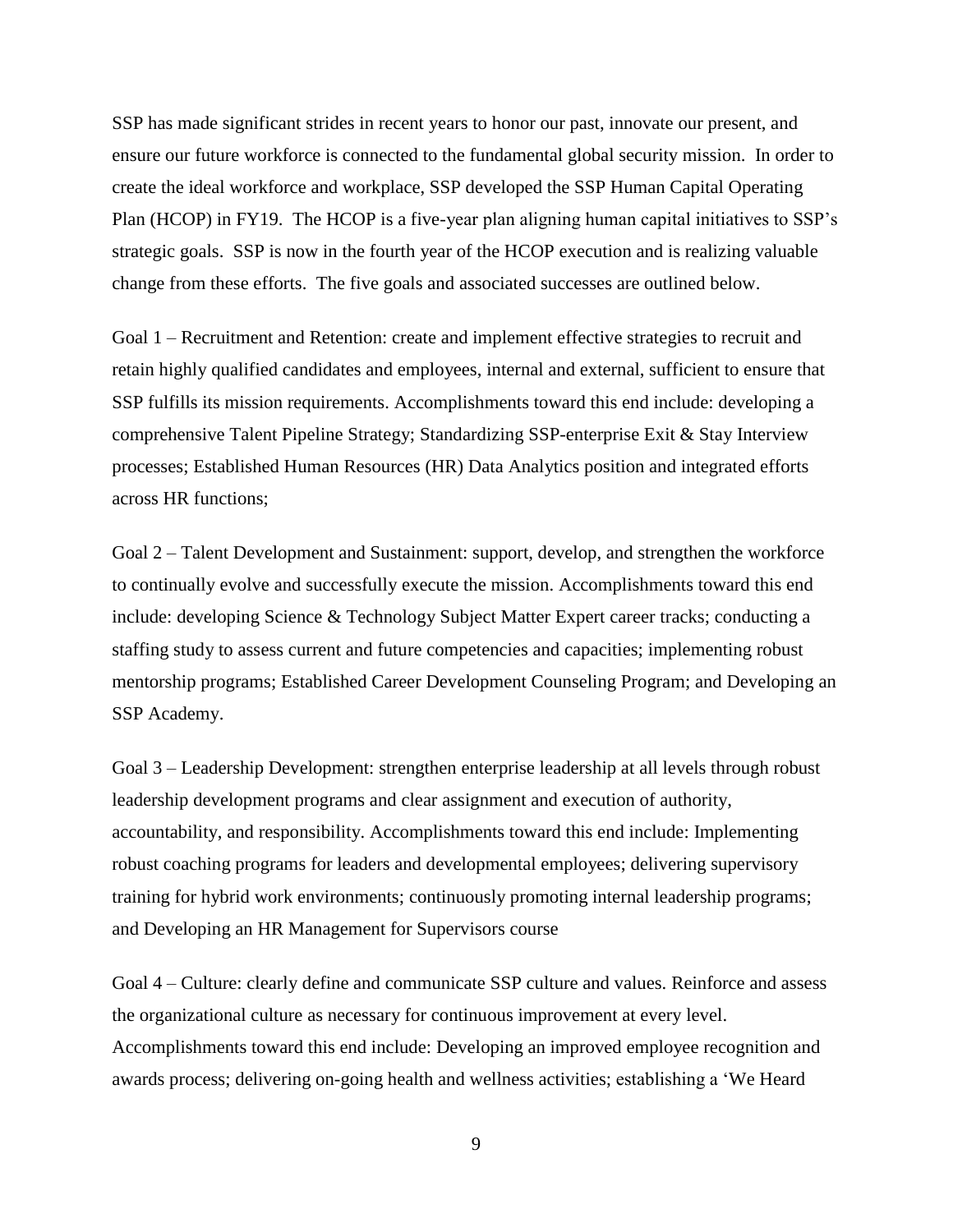SSP has made significant strides in recent years to honor our past, innovate our present, and ensure our future workforce is connected to the fundamental global security mission. In order to create the ideal workforce and workplace, SSP developed the SSP Human Capital Operating Plan (HCOP) in FY19. The HCOP is a five-year plan aligning human capital initiatives to SSP's strategic goals. SSP is now in the fourth year of the HCOP execution and is realizing valuable change from these efforts. The five goals and associated successes are outlined below.

Goal 1 – Recruitment and Retention: create and implement effective strategies to recruit and retain highly qualified candidates and employees, internal and external, sufficient to ensure that SSP fulfills its mission requirements. Accomplishments toward this end include: developing a comprehensive Talent Pipeline Strategy; Standardizing SSP-enterprise Exit & Stay Interview processes; Established Human Resources (HR) Data Analytics position and integrated efforts across HR functions;

Goal 2 – Talent Development and Sustainment: support, develop, and strengthen the workforce to continually evolve and successfully execute the mission. Accomplishments toward this end include: developing Science & Technology Subject Matter Expert career tracks; conducting a staffing study to assess current and future competencies and capacities; implementing robust mentorship programs; Established Career Development Counseling Program; and Developing an SSP Academy.

Goal 3 – Leadership Development: strengthen enterprise leadership at all levels through robust leadership development programs and clear assignment and execution of authority, accountability, and responsibility. Accomplishments toward this end include: Implementing robust coaching programs for leaders and developmental employees; delivering supervisory training for hybrid work environments; continuously promoting internal leadership programs; and Developing an HR Management for Supervisors course

Goal 4 – Culture: clearly define and communicate SSP culture and values. Reinforce and assess the organizational culture as necessary for continuous improvement at every level. Accomplishments toward this end include: Developing an improved employee recognition and awards process; delivering on-going health and wellness activities; establishing a 'We Heard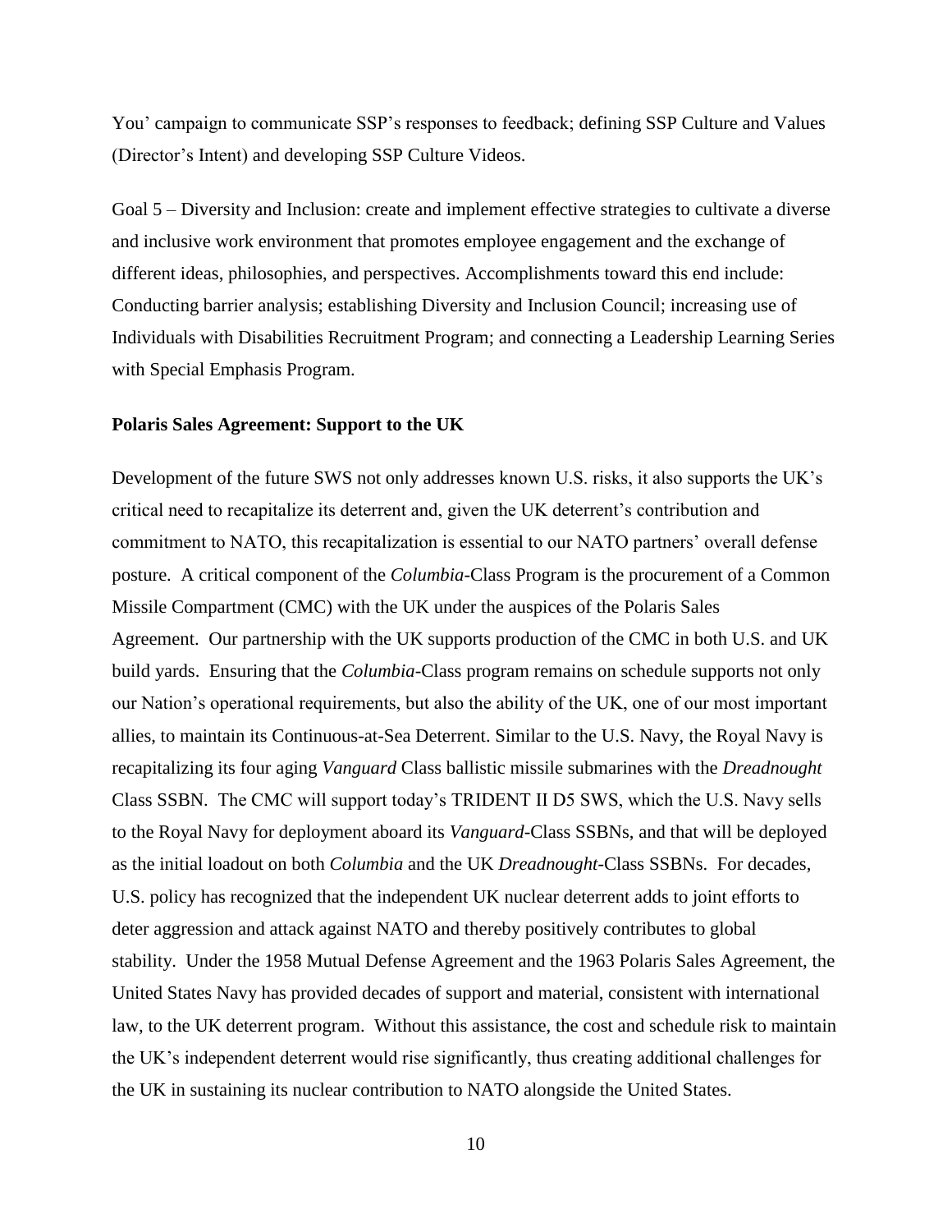You' campaign to communicate SSP's responses to feedback; defining SSP Culture and Values (Director's Intent) and developing SSP Culture Videos.

Goal 5 – Diversity and Inclusion: create and implement effective strategies to cultivate a diverse and inclusive work environment that promotes employee engagement and the exchange of different ideas, philosophies, and perspectives. Accomplishments toward this end include: Conducting barrier analysis; establishing Diversity and Inclusion Council; increasing use of Individuals with Disabilities Recruitment Program; and connecting a Leadership Learning Series with Special Emphasis Program.

**Polaris Sales Agreement: Support to the UK**

Development of the future SWS not only addresses known U.S. risks, it also supports the UK's critical need to recapitalize its deterrent and, given the UK deterrent's contribution and commitment to NATO, this recapitalization is essential to our NATO partners' overall defense posture. A critical component of the *Columbia*-Class Program is the procurement of a Common Missile Compartment (CMC) with the UK under the auspices of the Polaris Sales Agreement. Our partnership with the UK supports production of the CMC in both U.S. and UK build yards. Ensuring that the *Columbia*-Class program remains on schedule supports not only our Nation's operational requirements, but also the ability of the UK, one of our most important allies, to maintain its Continuous-at-Sea Deterrent. Similar to the U.S. Navy, the Royal Navy is recapitalizing its four aging *Vanguard* Class ballistic missile submarines with the *Dreadnought* Class SSBN. The CMC will support today's TRIDENT II D5 SWS, which the U.S. Navy sells to the Royal Navy for deployment aboard its *Vanguard*-Class SSBNs, and that will be deployed as the initial loadout on both *Columbia* and the UK *Dreadnought*-Class SSBNs. For decades, U.S. policy has recognized that the independent UK nuclear deterrent adds to joint efforts to deter aggression and attack against NATO and thereby positively contributes to global stability. Under the 1958 Mutual Defense Agreement and the 1963 Polaris Sales Agreement, the United States Navy has provided decades of support and material, consistent with international law, to the UK deterrent program. Without this assistance, the cost and schedule risk to maintain the UK's independent deterrent would rise significantly, thus creating additional challenges for the UK in sustaining its nuclear contribution to NATO alongside the United States.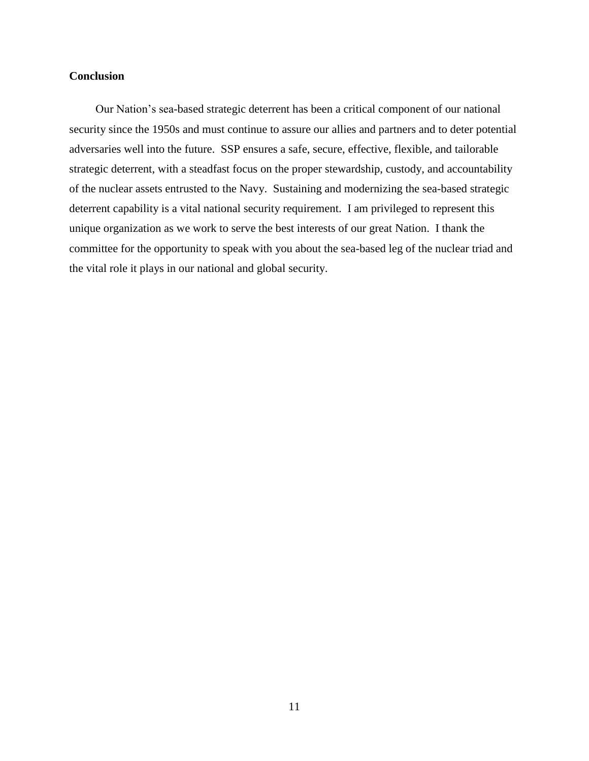## Conclusion

Our Nation's sea-based strategic deterrent has been a critical component of our national security since the 1950s and must continue to assure our allies and partners and to deter potential adversaries well into the future. SSP ensures a safe, secure, effective, flexible, and tailorable strategic deterrent, with a steadfast focus on the proper stewardship, custody, and accountability of the nuclear assets entrusted to the Navy. Sustaining and modernizing the sea-based strategic deterrent capability is a vital national security requirement. I am privileged to represent this unique organization as we work to serve the best interests of our great Nation. I thank the committee for the opportunity to speak with you about the sea-based leg of the nuclear triad and the vital role it plays in our national and global security.